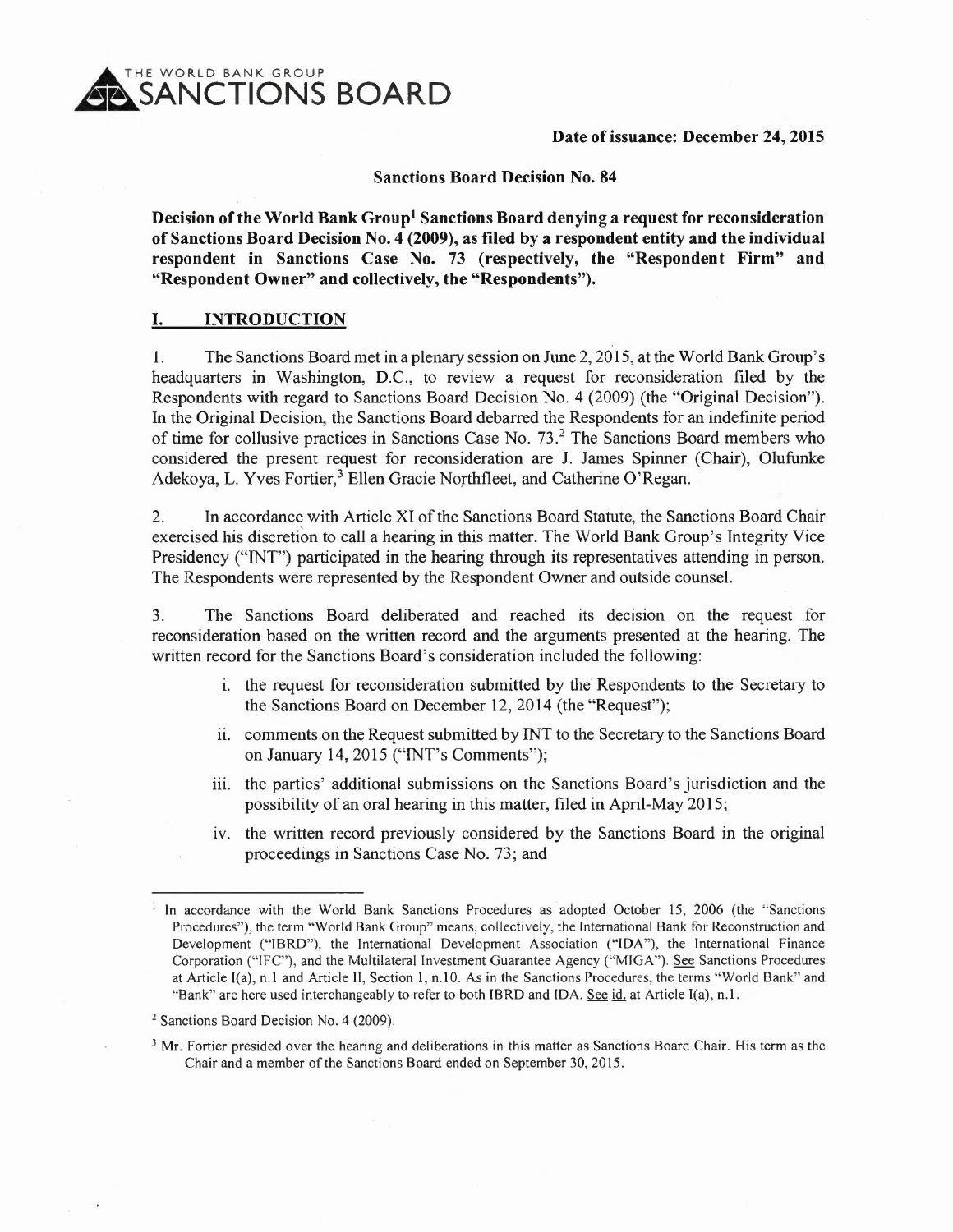THE WORLD BANK GROUP
SANCTIONS BOARD

**Date of issuance: December 24, 2015**

**Sanctions Board Decision No. 84**

**Decision of the World Bank Group[1] Sanctions Board denying a request for reconsideration of Sanctions Board Decision No. 4 (2009), as filed by a respondent entity and the individual respondent in Sanctions Case No. 73 (respectively, the "Respondent Firm" and "Respondent Owner" and collectively, the "Respondents").**

## I. INTRODUCTION

1. The Sanctions Board met in a plenary session on June 2, 2015, at the World Bank Group's headquarters in Washington, D.C., to review a request for reconsideration filed by the Respondents with regard to Sanctions Board Decision No. 4 (2009) (the "Original Decision"). In the Original Decision, the Sanctions Board debarred the Respondents for an indefinite period of time for collusive practices in Sanctions Case No. 73.[2] The Sanctions Board members who considered the present request for reconsideration are J. James Spinner (Chair), Olufunke Adekoya, L. Yves Fortier,[3] Ellen Gracie Northfleet, and Catherine O'Regan.

2. In accordance with Article XI of the Sanctions Board Statute, the Sanctions Board Chair exercised his discretion to call a hearing in this matter. The World Bank Group's Integrity Vice Presidency ("INT") participated in the hearing through its representatives attending in person. The Respondents were represented by the Respondent Owner and outside counsel.

3. The Sanctions Board deliberated and reached its decision on the request for reconsideration based on the written record and the arguments presented at the hearing. The written record for the Sanctions Board's consideration included the following:

   i. the request for reconsideration submitted by the Respondents to the Secretary to the Sanctions Board on December 12, 2014 (the "Request");

   ii. comments on the Request submitted by INT to the Secretary to the Sanctions Board on January 14, 2015 ("INT's Comments");

   iii. the parties' additional submissions on the Sanctions Board's jurisdiction and the possibility of an oral hearing in this matter, filed in April-May 2015;

   iv. the written record previously considered by the Sanctions Board in the original proceedings in Sanctions Case No. 73; and

---

[1] In accordance with the World Bank Sanctions Procedures as adopted October 15, 2006 (the "Sanctions Procedures"), the term "World Bank Group" means, collectively, the International Bank for Reconstruction and Development ("IBRD"), the International Development Association ("IDA"), the International Finance Corporation ("IFC"), and the Multilateral Investment Guarantee Agency ("MIGA"). See Sanctions Procedures at Article I(a), n.1 and Article II, Section 1, n.10. As in the Sanctions Procedures, the terms "World Bank" and "Bank" are here used interchangeably to refer to both IBRD and IDA. See id. at Article I(a), n.1.

[2] Sanctions Board Decision No. 4 (2009).

[3] Mr. Fortier presided over the hearing and deliberations in this matter as Sanctions Board Chair. His term as the Chair and a member of the Sanctions Board ended on September 30, 2015.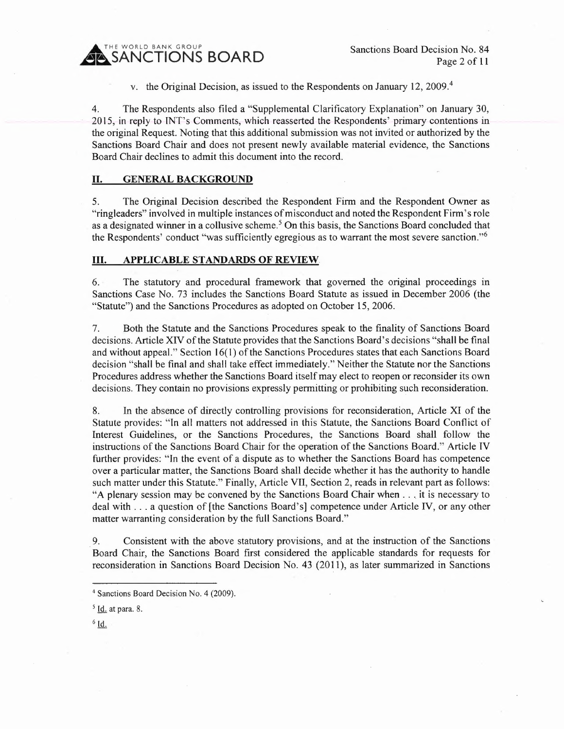v. the Original Decision, as issued to the Respondents on January 12, 2009.[4]

4. The Respondents also filed a "Supplemental Clarificatory Explanation" on January 30, 2015, in reply to INT's Comments, which reasserted the Respondents' primary contentions in the original Request. Noting that this additional submission was not invited or authorized by the Sanctions Board Chair and does not present newly available material evidence, the Sanctions Board Chair declines to admit this document into the record.

## II. GENERAL BACKGROUND

5. The Original Decision described the Respondent Firm and the Respondent Owner as "ringleaders" involved in multiple instances of misconduct and noted the Respondent Firm's role as a designated winner in a collusive scheme.[5] On this basis, the Sanctions Board concluded that the Respondents' conduct "was sufficiently egregious as to warrant the most severe sanction."[6]

## III. APPLICABLE STANDARDS OF REVIEW

6. The statutory and procedural framework that governed the original proceedings in Sanctions Case No. 73 includes the Sanctions Board Statute as issued in December 2006 (the "Statute") and the Sanctions Procedures as adopted on October 15, 2006.

7. Both the Statute and the Sanctions Procedures speak to the finality of Sanctions Board decisions. Article XIV of the Statute provides that the Sanctions Board's decisions "shall be final and without appeal." Section 16(1) of the Sanctions Procedures states that each Sanctions Board decision "shall be final and shall take effect immediately." Neither the Statute nor the Sanctions Procedures address whether the Sanctions Board itself may elect to reopen or reconsider its own decisions. They contain no provisions expressly permitting or prohibiting such reconsideration.

8. In the absence of directly controlling provisions for reconsideration, Article XI of the Statute provides: "In all matters not addressed in this Statute, the Sanctions Board Conflict of Interest Guidelines, or the Sanctions Procedures, the Sanctions Board shall follow the instructions of the Sanctions Board Chair for the operation of the Sanctions Board." Article IV further provides: "In the event of a dispute as to whether the Sanctions Board has competence over a particular matter, the Sanctions Board shall decide whether it has the authority to handle such matter under this Statute." Finally, Article VII, Section 2, reads in relevant part as follows: "A plenary session may be convened by the Sanctions Board Chair when . . . it is necessary to deal with . . . a question of [the Sanctions Board's] competence under Article IV, or any other matter warranting consideration by the full Sanctions Board."

9. Consistent with the above statutory provisions, and at the instruction of the Sanctions Board Chair, the Sanctions Board first considered the applicable standards for requests for reconsideration in Sanctions Board Decision No. 43 (2011), as later summarized in Sanctions

---

[4] Sanctions Board Decision No. 4 (2009).

[5] Id. at para. 8.

[6] Id.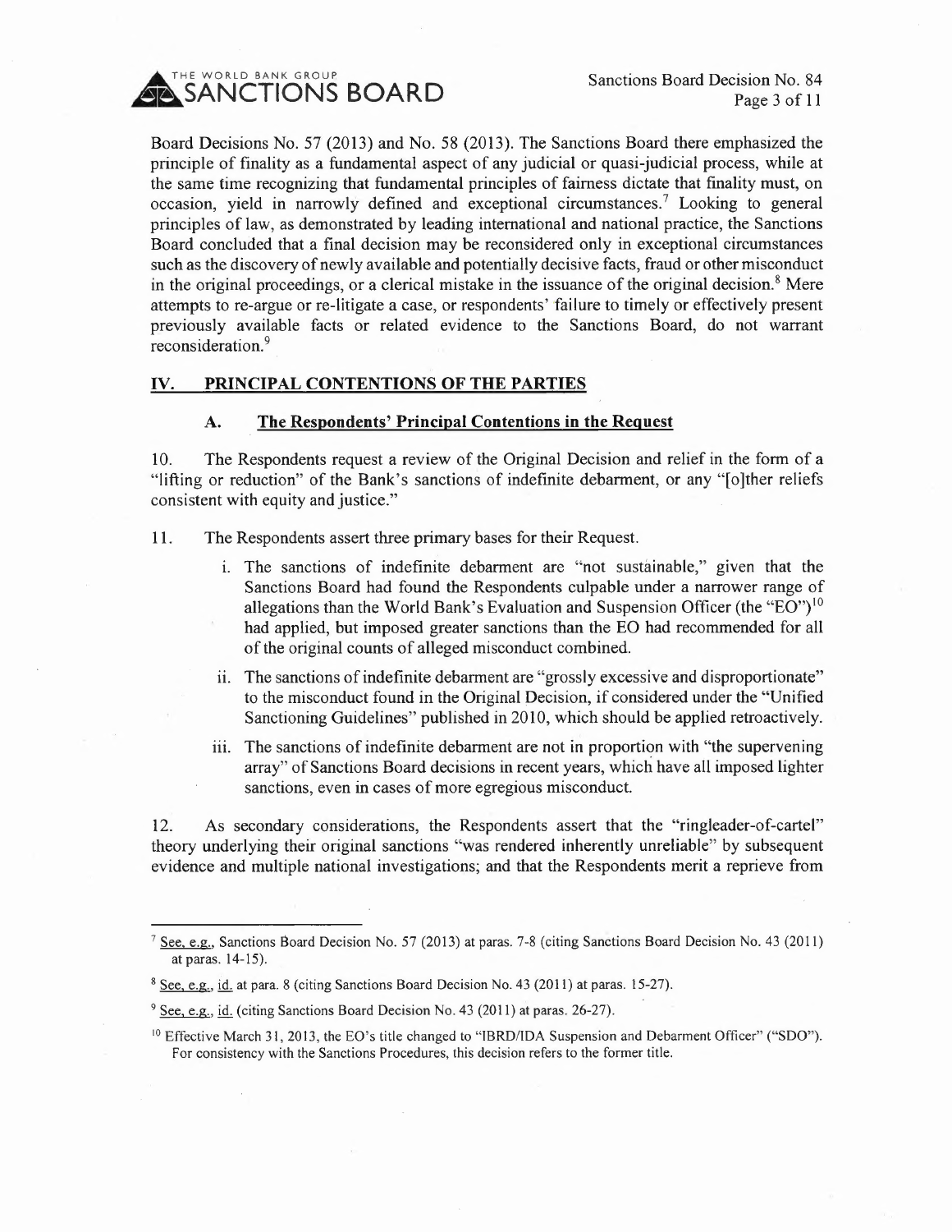Board Decisions No. 57 (2013) and No. 58 (2013). The Sanctions Board there emphasized the principle of finality as a fundamental aspect of any judicial or quasi-judicial process, while at the same time recognizing that fundamental principles of fairness dictate that finality must, on occasion, yield in narrowly defined and exceptional circumstances.[7] Looking to general principles of law, as demonstrated by leading international and national practice, the Sanctions Board concluded that a final decision may be reconsidered only in exceptional circumstances such as the discovery of newly available and potentially decisive facts, fraud or other misconduct in the original proceedings, or a clerical mistake in the issuance of the original decision.[8] Mere attempts to re-argue or re-litigate a case, or respondents' failure to timely or effectively present previously available facts or related evidence to the Sanctions Board, do not warrant reconsideration.[9]

## IV. PRINCIPAL CONTENTIONS OF THE PARTIES

### A. The Respondents' Principal Contentions in the Request

10. The Respondents request a review of the Original Decision and relief in the form of a "lifting or reduction" of the Bank's sanctions of indefinite debarment, or any "[o]ther reliefs consistent with equity and justice."

11. The Respondents assert three primary bases for their Request.

i. The sanctions of indefinite debarment are "not sustainable," given that the Sanctions Board had found the Respondents culpable under a narrower range of allegations than the World Bank's Evaluation and Suspension Officer (the "EO")[10] had applied, but imposed greater sanctions than the EO had recommended for all of the original counts of alleged misconduct combined.

ii. The sanctions of indefinite debarment are "grossly excessive and disproportionate" to the misconduct found in the Original Decision, if considered under the "Unified Sanctioning Guidelines" published in 2010, which should be applied retroactively.

iii. The sanctions of indefinite debarment are not in proportion with "the supervening array" of Sanctions Board decisions in recent years, which have all imposed lighter sanctions, even in cases of more egregious misconduct.

12. As secondary considerations, the Respondents assert that the "ringleader-of-cartel" theory underlying their original sanctions "was rendered inherently unreliable" by subsequent evidence and multiple national investigations; and that the Respondents merit a reprieve from

---

[7] See, e.g., Sanctions Board Decision No. 57 (2013) at paras. 7-8 (citing Sanctions Board Decision No. 43 (2011) at paras. 14-15).

[8] See, e.g., id. at para. 8 (citing Sanctions Board Decision No. 43 (2011) at paras. 15-27).

[9] See, e.g., id. (citing Sanctions Board Decision No. 43 (2011) at paras. 26-27).

[10] Effective March 31, 2013, the EO's title changed to "IBRD/IDA Suspension and Debarment Officer" ("SDO"). For consistency with the Sanctions Procedures, this decision refers to the former title.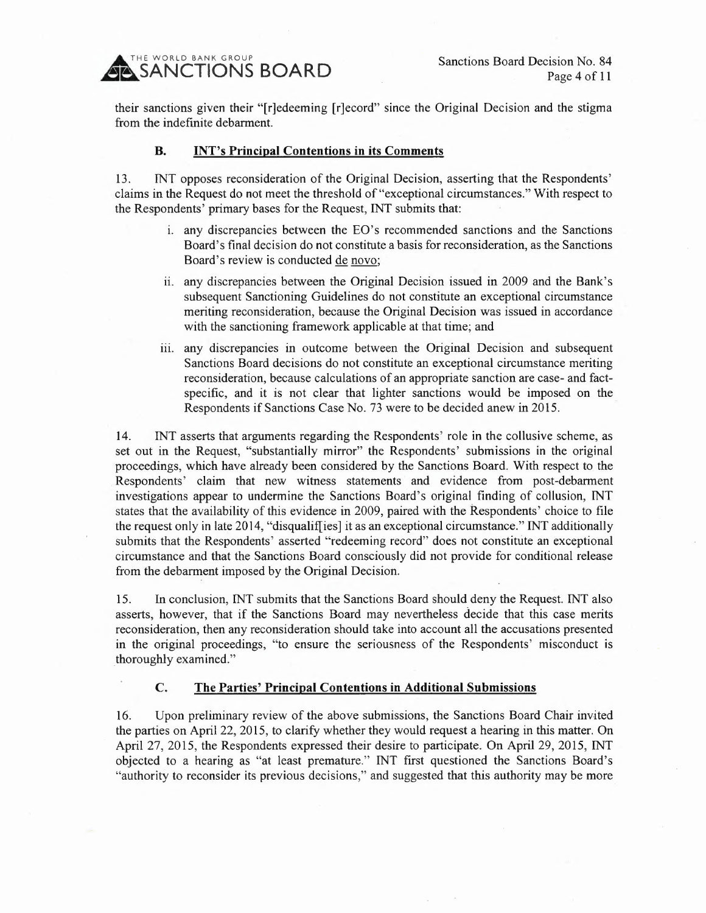their sanctions given their "[r]edeeming [r]ecord" since the Original Decision and the stigma from the indefinite debarment.

### B. INT's Principal Contentions in its Comments

13. INT opposes reconsideration of the Original Decision, asserting that the Respondents' claims in the Request do not meet the threshold of "exceptional circumstances." With respect to the Respondents' primary bases for the Request, INT submits that:

i. any discrepancies between the EO's recommended sanctions and the Sanctions Board's final decision do not constitute a basis for reconsideration, as the Sanctions Board's review is conducted de novo;

ii. any discrepancies between the Original Decision issued in 2009 and the Bank's subsequent Sanctioning Guidelines do not constitute an exceptional circumstance meriting reconsideration, because the Original Decision was issued in accordance with the sanctioning framework applicable at that time; and

iii. any discrepancies in outcome between the Original Decision and subsequent Sanctions Board decisions do not constitute an exceptional circumstance meriting reconsideration, because calculations of an appropriate sanction are case- and fact-specific, and it is not clear that lighter sanctions would be imposed on the Respondents if Sanctions Case No. 73 were to be decided anew in 2015.

14. INT asserts that arguments regarding the Respondents' role in the collusive scheme, as set out in the Request, "substantially mirror" the Respondents' submissions in the original proceedings, which have already been considered by the Sanctions Board. With respect to the Respondents' claim that new witness statements and evidence from post-debarment investigations appear to undermine the Sanctions Board's original finding of collusion, INT states that the availability of this evidence in 2009, paired with the Respondents' choice to file the request only in late 2014, "disqualif[ies] it as an exceptional circumstance." INT additionally submits that the Respondents' asserted "redeeming record" does not constitute an exceptional circumstance and that the Sanctions Board consciously did not provide for conditional release from the debarment imposed by the Original Decision.

15. In conclusion, INT submits that the Sanctions Board should deny the Request. INT also asserts, however, that if the Sanctions Board may nevertheless decide that this case merits reconsideration, then any reconsideration should take into account all the accusations presented in the original proceedings, "to ensure the seriousness of the Respondents' misconduct is thoroughly examined."

### C. The Parties' Principal Contentions in Additional Submissions

16. Upon preliminary review of the above submissions, the Sanctions Board Chair invited the parties on April 22, 2015, to clarify whether they would request a hearing in this matter. On April 27, 2015, the Respondents expressed their desire to participate. On April 29, 2015, INT objected to a hearing as "at least premature." INT first questioned the Sanctions Board's "authority to reconsider its previous decisions," and suggested that this authority may be more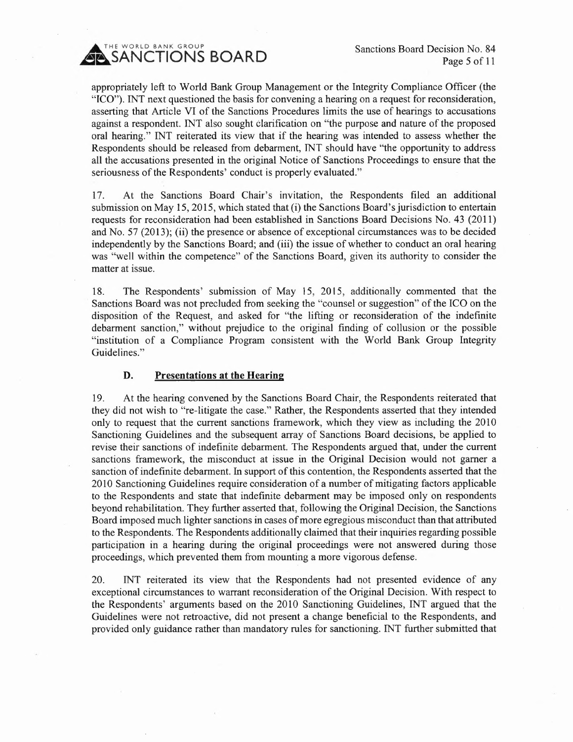appropriately left to World Bank Group Management or the Integrity Compliance Officer (the "ICO"). INT next questioned the basis for convening a hearing on a request for reconsideration, asserting that Article VI of the Sanctions Procedures limits the use of hearings to accusations against a respondent. INT also sought clarification on "the purpose and nature of the proposed oral hearing." INT reiterated its view that if the hearing was intended to assess whether the Respondents should be released from debarment, INT should have "the opportunity to address all the accusations presented in the original Notice of Sanctions Proceedings to ensure that the seriousness of the Respondents' conduct is properly evaluated."

17. At the Sanctions Board Chair's invitation, the Respondents filed an additional submission on May 15, 2015, which stated that (i) the Sanctions Board's jurisdiction to entertain requests for reconsideration had been established in Sanctions Board Decisions No. 43 (2011) and No. 57 (2013); (ii) the presence or absence of exceptional circumstances was to be decided independently by the Sanctions Board; and (iii) the issue of whether to conduct an oral hearing was "well within the competence" of the Sanctions Board, given its authority to consider the matter at issue.

18. The Respondents' submission of May 15, 2015, additionally commented that the Sanctions Board was not precluded from seeking the "counsel or suggestion" of the ICO on the disposition of the Request, and asked for "the lifting or reconsideration of the indefinite debarment sanction," without prejudice to the original finding of collusion or the possible "institution of a Compliance Program consistent with the World Bank Group Integrity Guidelines."

### D. Presentations at the Hearing

19. At the hearing convened by the Sanctions Board Chair, the Respondents reiterated that they did not wish to "re-litigate the case." Rather, the Respondents asserted that they intended only to request that the current sanctions framework, which they view as including the 2010 Sanctioning Guidelines and the subsequent array of Sanctions Board decisions, be applied to revise their sanctions of indefinite debarment. The Respondents argued that, under the current sanctions framework, the misconduct at issue in the Original Decision would not garner a sanction of indefinite debarment. In support of this contention, the Respondents asserted that the 2010 Sanctioning Guidelines require consideration of a number of mitigating factors applicable to the Respondents and state that indefinite debarment may be imposed only on respondents beyond rehabilitation. They further asserted that, following the Original Decision, the Sanctions Board imposed much lighter sanctions in cases of more egregious misconduct than that attributed to the Respondents. The Respondents additionally claimed that their inquiries regarding possible participation in a hearing during the original proceedings were not answered during those proceedings, which prevented them from mounting a more vigorous defense.

20. INT reiterated its view that the Respondents had not presented evidence of any exceptional circumstances to warrant reconsideration of the Original Decision. With respect to the Respondents' arguments based on the 2010 Sanctioning Guidelines, INT argued that the Guidelines were not retroactive, did not present a change beneficial to the Respondents, and provided only guidance rather than mandatory rules for sanctioning. INT further submitted that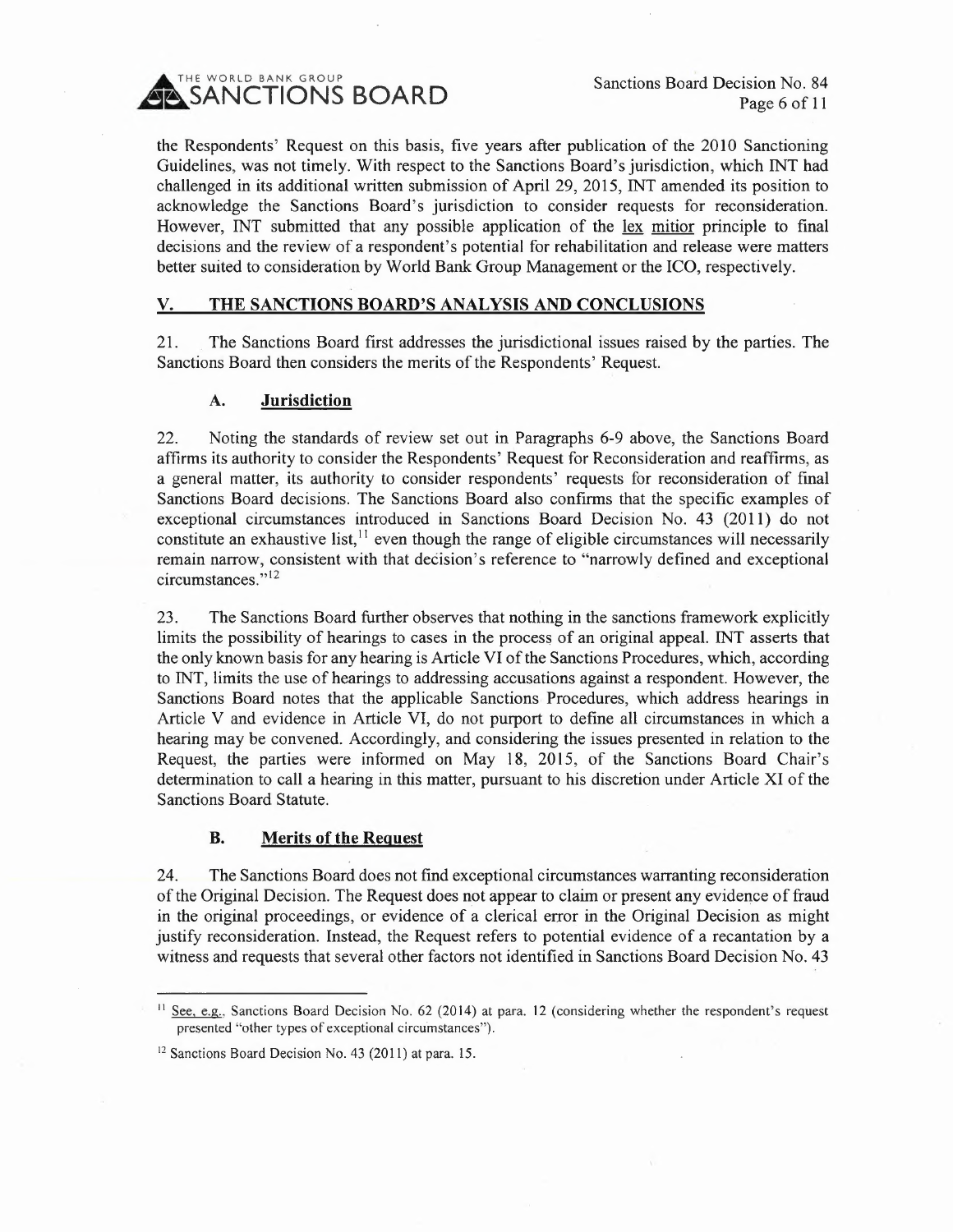the Respondents' Request on this basis, five years after publication of the 2010 Sanctioning Guidelines, was not timely. With respect to the Sanctions Board's jurisdiction, which INT had challenged in its additional written submission of April 29, 2015, INT amended its position to acknowledge the Sanctions Board's jurisdiction to consider requests for reconsideration. However, INT submitted that any possible application of the lex mitior principle to final decisions and the review of a respondent's potential for rehabilitation and release were matters better suited to consideration by World Bank Group Management or the ICO, respectively.

## V. THE SANCTIONS BOARD'S ANALYSIS AND CONCLUSIONS

21. The Sanctions Board first addresses the jurisdictional issues raised by the parties. The Sanctions Board then considers the merits of the Respondents' Request.

### A. Jurisdiction

22. Noting the standards of review set out in Paragraphs 6-9 above, the Sanctions Board affirms its authority to consider the Respondents' Request for Reconsideration and reaffirms, as a general matter, its authority to consider respondents' requests for reconsideration of final Sanctions Board decisions. The Sanctions Board also confirms that the specific examples of exceptional circumstances introduced in Sanctions Board Decision No. 43 (2011) do not constitute an exhaustive list,[11] even though the range of eligible circumstances will necessarily remain narrow, consistent with that decision's reference to "narrowly defined and exceptional circumstances."[12]

23. The Sanctions Board further observes that nothing in the sanctions framework explicitly limits the possibility of hearings to cases in the process of an original appeal. INT asserts that the only known basis for any hearing is Article VI of the Sanctions Procedures, which, according to INT, limits the use of hearings to addressing accusations against a respondent. However, the Sanctions Board notes that the applicable Sanctions Procedures, which address hearings in Article V and evidence in Article VI, do not purport to define all circumstances in which a hearing may be convened. Accordingly, and considering the issues presented in relation to the Request, the parties were informed on May 18, 2015, of the Sanctions Board Chair's determination to call a hearing in this matter, pursuant to his discretion under Article XI of the Sanctions Board Statute.

### B. Merits of the Request

24. The Sanctions Board does not find exceptional circumstances warranting reconsideration of the Original Decision. The Request does not appear to claim or present any evidence of fraud in the original proceedings, or evidence of a clerical error in the Original Decision as might justify reconsideration. Instead, the Request refers to potential evidence of a recantation by a witness and requests that several other factors not identified in Sanctions Board Decision No. 43

---

[11] See, e.g., Sanctions Board Decision No. 62 (2014) at para. 12 (considering whether the respondent's request presented "other types of exceptional circumstances").

[12] Sanctions Board Decision No. 43 (2011) at para. 15.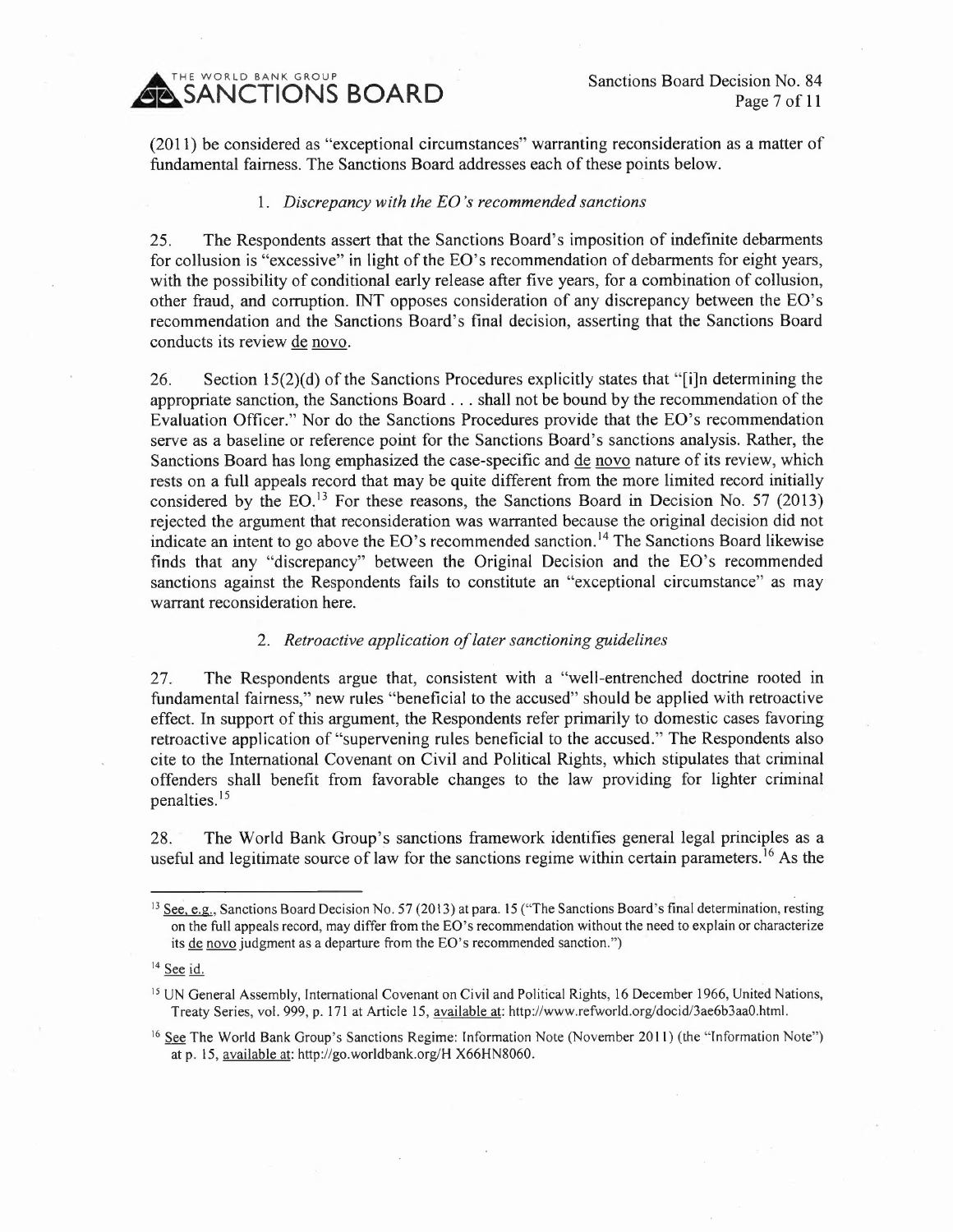(2011) be considered as "exceptional circumstances" warranting reconsideration as a matter of fundamental fairness. The Sanctions Board addresses each of these points below.

### 1. *Discrepancy with the EO's recommended sanctions*

25. The Respondents assert that the Sanctions Board's imposition of indefinite debarments for collusion is "excessive" in light of the EO's recommendation of debarments for eight years, with the possibility of conditional early release after five years, for a combination of collusion, other fraud, and corruption. INT opposes consideration of any discrepancy between the EO's recommendation and the Sanctions Board's final decision, asserting that the Sanctions Board conducts its review de novo.

26. Section 15(2)(d) of the Sanctions Procedures explicitly states that "[i]n determining the appropriate sanction, the Sanctions Board . . . shall not be bound by the recommendation of the Evaluation Officer." Nor do the Sanctions Procedures provide that the EO's recommendation serve as a baseline or reference point for the Sanctions Board's sanctions analysis. Rather, the Sanctions Board has long emphasized the case-specific and de novo nature of its review, which rests on a full appeals record that may be quite different from the more limited record initially considered by the EO.[13] For these reasons, the Sanctions Board in Decision No. 57 (2013) rejected the argument that reconsideration was warranted because the original decision did not indicate an intent to go above the EO's recommended sanction.[14] The Sanctions Board likewise finds that any "discrepancy" between the Original Decision and the EO's recommended sanctions against the Respondents fails to constitute an "exceptional circumstance" as may warrant reconsideration here.

### 2. *Retroactive application of later sanctioning guidelines*

27. The Respondents argue that, consistent with a "well-entrenched doctrine rooted in fundamental fairness," new rules "beneficial to the accused" should be applied with retroactive effect. In support of this argument, the Respondents refer primarily to domestic cases favoring retroactive application of "supervening rules beneficial to the accused." The Respondents also cite to the International Covenant on Civil and Political Rights, which stipulates that criminal offenders shall benefit from favorable changes to the law providing for lighter criminal penalties.[15]

28. The World Bank Group's sanctions framework identifies general legal principles as a useful and legitimate source of law for the sanctions regime within certain parameters.[16] As the

---

[13] See, e.g., Sanctions Board Decision No. 57 (2013) at para. 15 ("The Sanctions Board's final determination, resting on the full appeals record, may differ from the EO's recommendation without the need to explain or characterize its de novo judgment as a departure from the EO's recommended sanction.")

[14] See id.

[15] UN General Assembly, International Covenant on Civil and Political Rights, 16 December 1966, United Nations, Treaty Series, vol. 999, p. 171 at Article 15, available at: http://www.refworld.org/docid/3ae6b3aa0.html.

[16] See The World Bank Group's Sanctions Regime: Information Note (November 2011) (the "Information Note") at p. 15, available at: http://go.worldbank.org/H X66HN8060.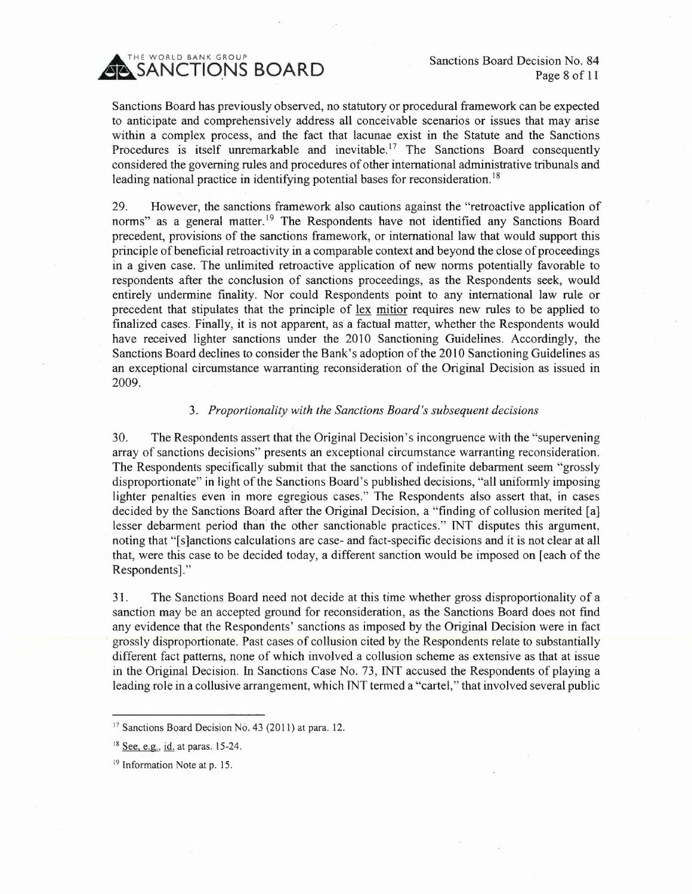Sanctions Board has previously observed, no statutory or procedural framework can be expected to anticipate and comprehensively address all conceivable scenarios or issues that may arise within a complex process, and the fact that lacunae exist in the Statute and the Sanctions Procedures is itself unremarkable and inevitable.[17] The Sanctions Board consequently considered the governing rules and procedures of other international administrative tribunals and leading national practice in identifying potential bases for reconsideration.[18]

29. However, the sanctions framework also cautions against the "retroactive application of norms" as a general matter.[19] The Respondents have not identified any Sanctions Board precedent, provisions of the sanctions framework, or international law that would support this principle of beneficial retroactivity in a comparable context and beyond the close of proceedings in a given case. The unlimited retroactive application of new norms potentially favorable to respondents after the conclusion of sanctions proceedings, as the Respondents seek, would entirely undermine finality. Nor could Respondents point to any international law rule or precedent that stipulates that the principle of lex mitior requires new rules to be applied to finalized cases. Finally, it is not apparent, as a factual matter, whether the Respondents would have received lighter sanctions under the 2010 Sanctioning Guidelines. Accordingly, the Sanctions Board declines to consider the Bank's adoption of the 2010 Sanctioning Guidelines as an exceptional circumstance warranting reconsideration of the Original Decision as issued in 2009.

### 3. *Proportionality with the Sanctions Board's subsequent decisions*

30. The Respondents assert that the Original Decision's incongruence with the "supervening array of sanctions decisions" presents an exceptional circumstance warranting reconsideration. The Respondents specifically submit that the sanctions of indefinite debarment seem "grossly disproportionate" in light of the Sanctions Board's published decisions, "all uniformly imposing lighter penalties even in more egregious cases." The Respondents also assert that, in cases decided by the Sanctions Board after the Original Decision, a "finding of collusion merited [a] lesser debarment period than the other sanctionable practices." INT disputes this argument, noting that "[s]anctions calculations are case- and fact-specific decisions and it is not clear at all that, were this case to be decided today, a different sanction would be imposed on [each of the Respondents]."

31. The Sanctions Board need not decide at this time whether gross disproportionality of a sanction may be an accepted ground for reconsideration, as the Sanctions Board does not find any evidence that the Respondents' sanctions as imposed by the Original Decision were in fact grossly disproportionate. Past cases of collusion cited by the Respondents relate to substantially different fact patterns, none of which involved a collusion scheme as extensive as that at issue in the Original Decision. In Sanctions Case No. 73, INT accused the Respondents of playing a leading role in a collusive arrangement, which INT termed a "cartel," that involved several public

---

[17] Sanctions Board Decision No. 43 (2011) at para. 12.

[18] See, e.g., id. at paras. 15-24.

[19] Information Note at p. 15.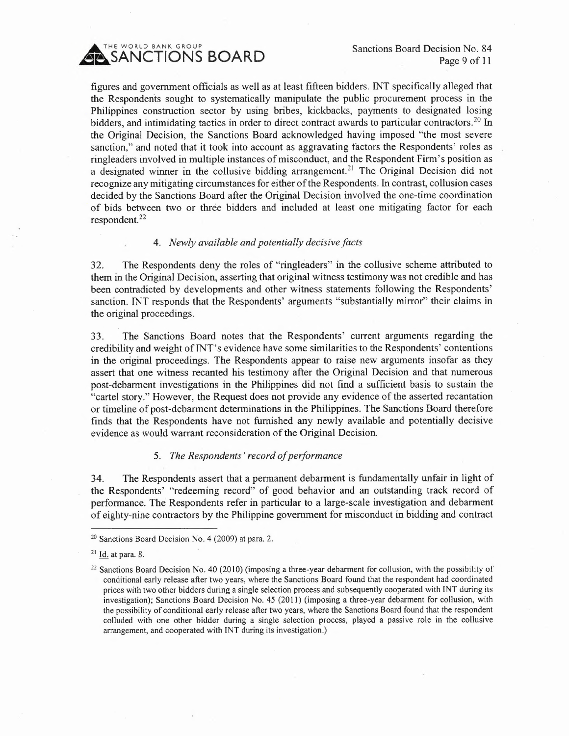figures and government officials as well as at least fifteen bidders. INT specifically alleged that the Respondents sought to systematically manipulate the public procurement process in the Philippines construction sector by using bribes, kickbacks, payments to designated losing bidders, and intimidating tactics in order to direct contract awards to particular contractors.[20] In the Original Decision, the Sanctions Board acknowledged having imposed "the most severe sanction," and noted that it took into account as aggravating factors the Respondents' roles as ringleaders involved in multiple instances of misconduct, and the Respondent Firm's position as a designated winner in the collusive bidding arrangement.[21] The Original Decision did not recognize any mitigating circumstances for either of the Respondents. In contrast, collusion cases decided by the Sanctions Board after the Original Decision involved the one-time coordination of bids between two or three bidders and included at least one mitigating factor for each respondent.[22]

#### 4. *Newly available and potentially decisive facts*

32. The Respondents deny the roles of "ringleaders" in the collusive scheme attributed to them in the Original Decision, asserting that original witness testimony was not credible and has been contradicted by developments and other witness statements following the Respondents' sanction. INT responds that the Respondents' arguments "substantially mirror" their claims in the original proceedings.

33. The Sanctions Board notes that the Respondents' current arguments regarding the credibility and weight of INT's evidence have some similarities to the Respondents' contentions in the original proceedings. The Respondents appear to raise new arguments insofar as they assert that one witness recanted his testimony after the Original Decision and that numerous post-debarment investigations in the Philippines did not find a sufficient basis to sustain the "cartel story." However, the Request does not provide any evidence of the asserted recantation or timeline of post-debarment determinations in the Philippines. The Sanctions Board therefore finds that the Respondents have not furnished any newly available and potentially decisive evidence as would warrant reconsideration of the Original Decision.

#### 5. *The Respondents' record of performance*

34. The Respondents assert that a permanent debarment is fundamentally unfair in light of the Respondents' "redeeming record" of good behavior and an outstanding track record of performance. The Respondents refer in particular to a large-scale investigation and debarment of eighty-nine contractors by the Philippine government for misconduct in bidding and contract

---

[20] Sanctions Board Decision No. 4 (2009) at para. 2.

[21] Id. at para. 8.

[22] Sanctions Board Decision No. 40 (2010) (imposing a three-year debarment for collusion, with the possibility of conditional early release after two years, where the Sanctions Board found that the respondent had coordinated prices with two other bidders during a single selection process and subsequently cooperated with INT during its investigation); Sanctions Board Decision No. 45 (2011) (imposing a three-year debarment for collusion, with the possibility of conditional early release after two years, where the Sanctions Board found that the respondent colluded with one other bidder during a single selection process, played a passive role in the collusive arrangement, and cooperated with INT during its investigation.)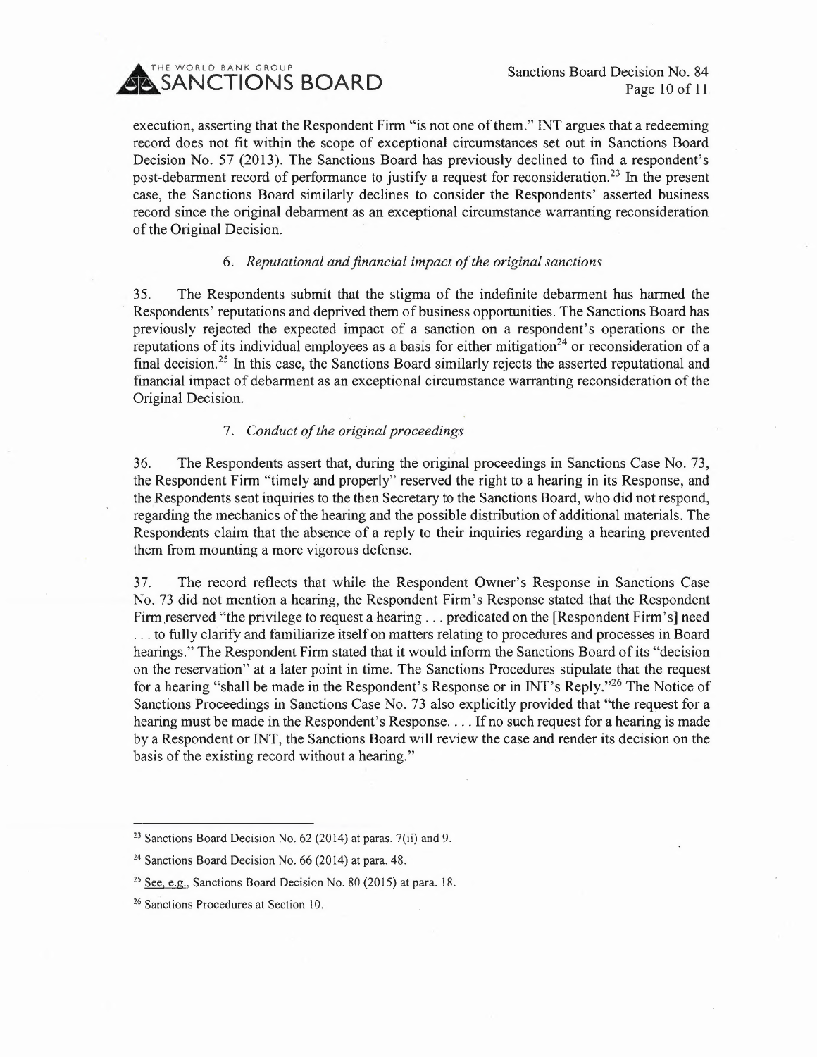execution, asserting that the Respondent Firm "is not one of them." INT argues that a redeeming record does not fit within the scope of exceptional circumstances set out in Sanctions Board Decision No. 57 (2013). The Sanctions Board has previously declined to find a respondent's post-debarment record of performance to justify a request for reconsideration.[23] In the present case, the Sanctions Board similarly declines to consider the Respondents' asserted business record since the original debarment as an exceptional circumstance warranting reconsideration of the Original Decision.

### 6. *Reputational and financial impact of the original sanctions*

35. The Respondents submit that the stigma of the indefinite debarment has harmed the Respondents' reputations and deprived them of business opportunities. The Sanctions Board has previously rejected the expected impact of a sanction on a respondent's operations or the reputations of its individual employees as a basis for either mitigation[24] or reconsideration of a final decision.[25] In this case, the Sanctions Board similarly rejects the asserted reputational and financial impact of debarment as an exceptional circumstance warranting reconsideration of the Original Decision.

### 7. *Conduct of the original proceedings*

36. The Respondents assert that, during the original proceedings in Sanctions Case No. 73, the Respondent Firm "timely and properly" reserved the right to a hearing in its Response, and the Respondents sent inquiries to the then Secretary to the Sanctions Board, who did not respond, regarding the mechanics of the hearing and the possible distribution of additional materials. The Respondents claim that the absence of a reply to their inquiries regarding a hearing prevented them from mounting a more vigorous defense.

37. The record reflects that while the Respondent Owner's Response in Sanctions Case No. 73 did not mention a hearing, the Respondent Firm's Response stated that the Respondent Firm reserved "the privilege to request a hearing . . . predicated on the [Respondent Firm's] need . . . to fully clarify and familiarize itself on matters relating to procedures and processes in Board hearings." The Respondent Firm stated that it would inform the Sanctions Board of its "decision on the reservation" at a later point in time. The Sanctions Procedures stipulate that the request for a hearing "shall be made in the Respondent's Response or in INT's Reply."[26] The Notice of Sanctions Proceedings in Sanctions Case No. 73 also explicitly provided that "the request for a hearing must be made in the Respondent's Response. . . . If no such request for a hearing is made by a Respondent or INT, the Sanctions Board will review the case and render its decision on the basis of the existing record without a hearing."

---

[23] Sanctions Board Decision No. 62 (2014) at paras. 7(ii) and 9.

[24] Sanctions Board Decision No. 66 (2014) at para. 48.

[25] See, e.g., Sanctions Board Decision No. 80 (2015) at para. 18.

[26] Sanctions Procedures at Section 10.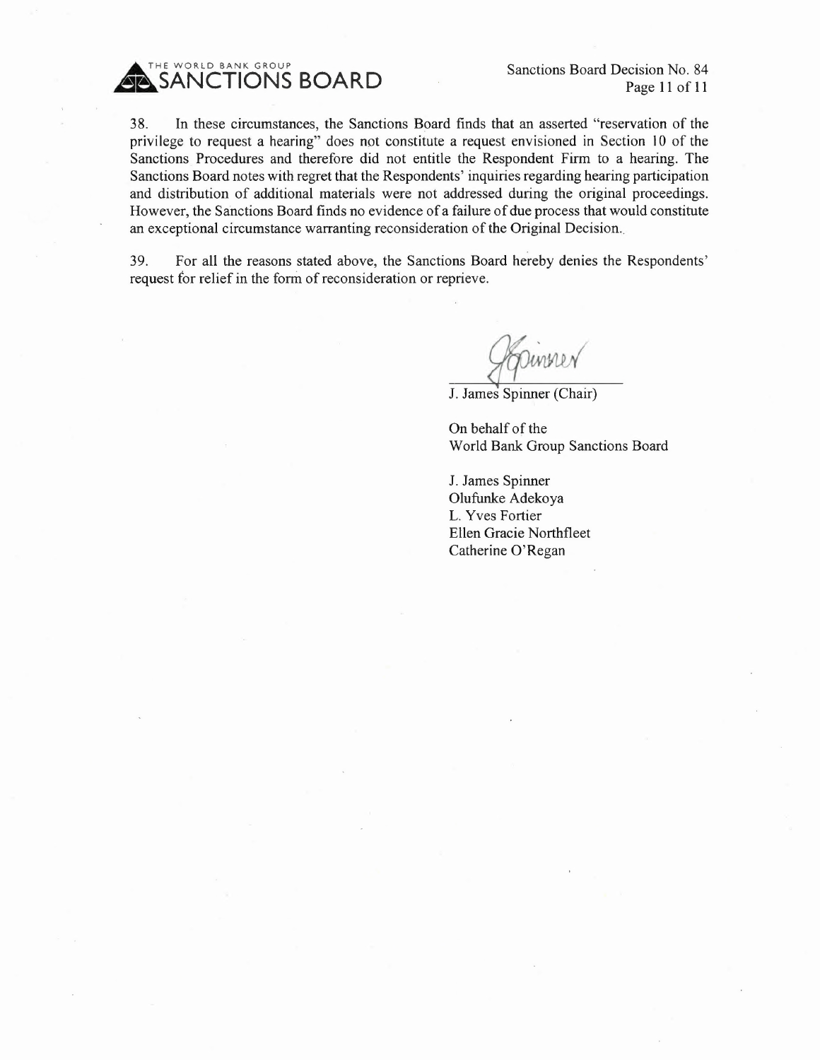38. In these circumstances, the Sanctions Board finds that an asserted "reservation of the privilege to request a hearing" does not constitute a request envisioned in Section 10 of the Sanctions Procedures and therefore did not entitle the Respondent Firm to a hearing. The Sanctions Board notes with regret that the Respondents' inquiries regarding hearing participation and distribution of additional materials were not addressed during the original proceedings. However, the Sanctions Board finds no evidence of a failure of due process that would constitute an exceptional circumstance warranting reconsideration of the Original Decision.

39. For all the reasons stated above, the Sanctions Board hereby denies the Respondents' request for relief in the form of reconsideration or reprieve.

J. James Spinner (Chair)

On behalf of the
World Bank Group Sanctions Board

J. James Spinner
Olufunke Adekoya
L. Yves Fortier
Ellen Gracie Northfleet
Catherine O'Regan